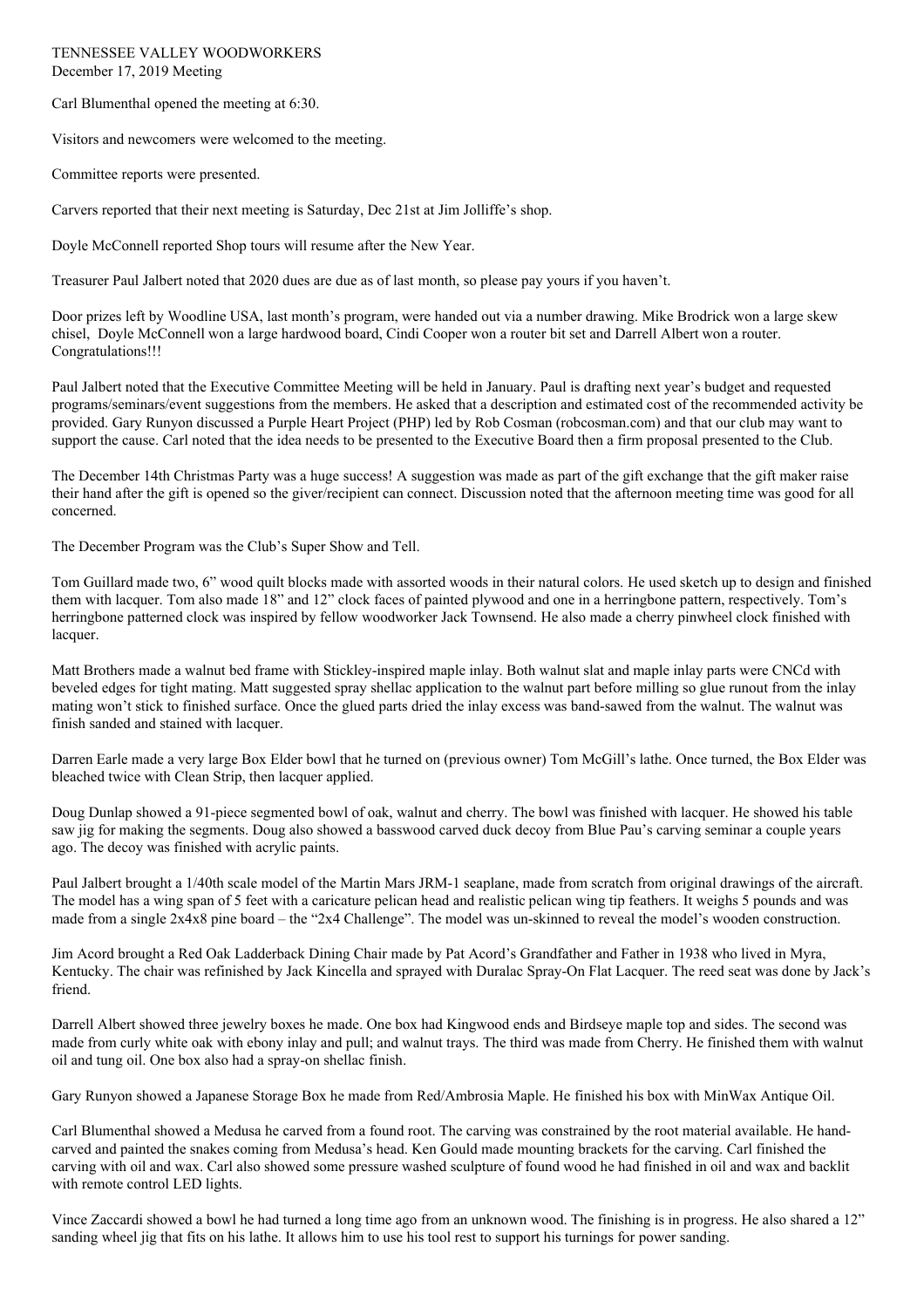TENNESSEE VALLEY WOODWORKERS
December 17, 2019 Meeting

Carl Blumenthal opened the meeting at 6:30.

Visitors and newcomers were welcomed to the meeting.

Committee reports were presented.

Carvers reported that their next meeting is Saturday, Dec 21st at Jim Jolliffe's shop.

Doyle McConnell reported Shop tours will resume after the New Year.

Treasurer Paul Jalbert noted that 2020 dues are due as of last month, so please pay yours if you haven't.

Door prizes left by Woodline USA, last month's program, were handed out via a number drawing. Mike Brodrick won a large skew chisel, Doyle McConnell won a large hardwood board, Cindi Cooper won a router bit set and Darrell Albert won a router. Congratulations!!!

Paul Jalbert noted that the Executive Committee Meeting will be held in January. Paul is drafting next year's budget and requested programs/seminars/event suggestions from the members. He asked that a description and estimated cost of the recommended activity be provided. Gary Runyon discussed a Purple Heart Project (PHP) led by Rob Cosman (robcosman.com) and that our club may want to support the cause. Carl noted that the idea needs to be presented to the Executive Board then a firm proposal presented to the Club.

The December 14th Christmas Party was a huge success! A suggestion was made as part of the gift exchange that the gift maker raise their hand after the gift is opened so the giver/recipient can connect. Discussion noted that the afternoon meeting time was good for all concerned.

The December Program was the Club's Super Show and Tell.

Tom Guillard made two, 6" wood quilt blocks made with assorted woods in their natural colors. He used sketch up to design and finished them with lacquer. Tom also made 18" and 12" clock faces of painted plywood and one in a herringbone pattern, respectively. Tom's herringbone patterned clock was inspired by fellow woodworker Jack Townsend. He also made a cherry pinwheel clock finished with lacquer.

Matt Brothers made a walnut bed frame with Stickley-inspired maple inlay. Both walnut slat and maple inlay parts were CNCd with beveled edges for tight mating. Matt suggested spray shellac application to the walnut part before milling so glue runout from the inlay mating won't stick to finished surface. Once the glued parts dried the inlay excess was band-sawed from the walnut. The walnut was finish sanded and stained with lacquer.

Darren Earle made a very large Box Elder bowl that he turned on (previous owner) Tom McGill's lathe. Once turned, the Box Elder was bleached twice with Clean Strip, then lacquer applied.

Doug Dunlap showed a 91-piece segmented bowl of oak, walnut and cherry. The bowl was finished with lacquer. He showed his table saw jig for making the segments. Doug also showed a basswood carved duck decoy from Blue Pau's carving seminar a couple years ago. The decoy was finished with acrylic paints.

Paul Jalbert brought a 1/40th scale model of the Martin Mars JRM-1 seaplane, made from scratch from original drawings of the aircraft. The model has a wing span of 5 feet with a caricature pelican head and realistic pelican wing tip feathers. It weighs 5 pounds and was made from a single 2x4x8 pine board – the "2x4 Challenge". The model was un-skinned to reveal the model's wooden construction.

Jim Acord brought a Red Oak Ladderback Dining Chair made by Pat Acord's Grandfather and Father in 1938 who lived in Myra, Kentucky. The chair was refinished by Jack Kincella and sprayed with Duralac Spray-On Flat Lacquer. The reed seat was done by Jack's friend.

Darrell Albert showed three jewelry boxes he made. One box had Kingwood ends and Birdseye maple top and sides. The second was made from curly white oak with ebony inlay and pull; and walnut trays. The third was made from Cherry. He finished them with walnut oil and tung oil. One box also had a spray-on shellac finish.

Gary Runyon showed a Japanese Storage Box he made from Red/Ambrosia Maple. He finished his box with MinWax Antique Oil.

Carl Blumenthal showed a Medusa he carved from a found root. The carving was constrained by the root material available. He hand-carved and painted the snakes coming from Medusa's head. Ken Gould made mounting brackets for the carving. Carl finished the carving with oil and wax. Carl also showed some pressure washed sculpture of found wood he had finished in oil and wax and backlit with remote control LED lights.

Vince Zaccardi showed a bowl he had turned a long time ago from an unknown wood. The finishing is in progress. He also shared a 12" sanding wheel jig that fits on his lathe. It allows him to use his tool rest to support his turnings for power sanding.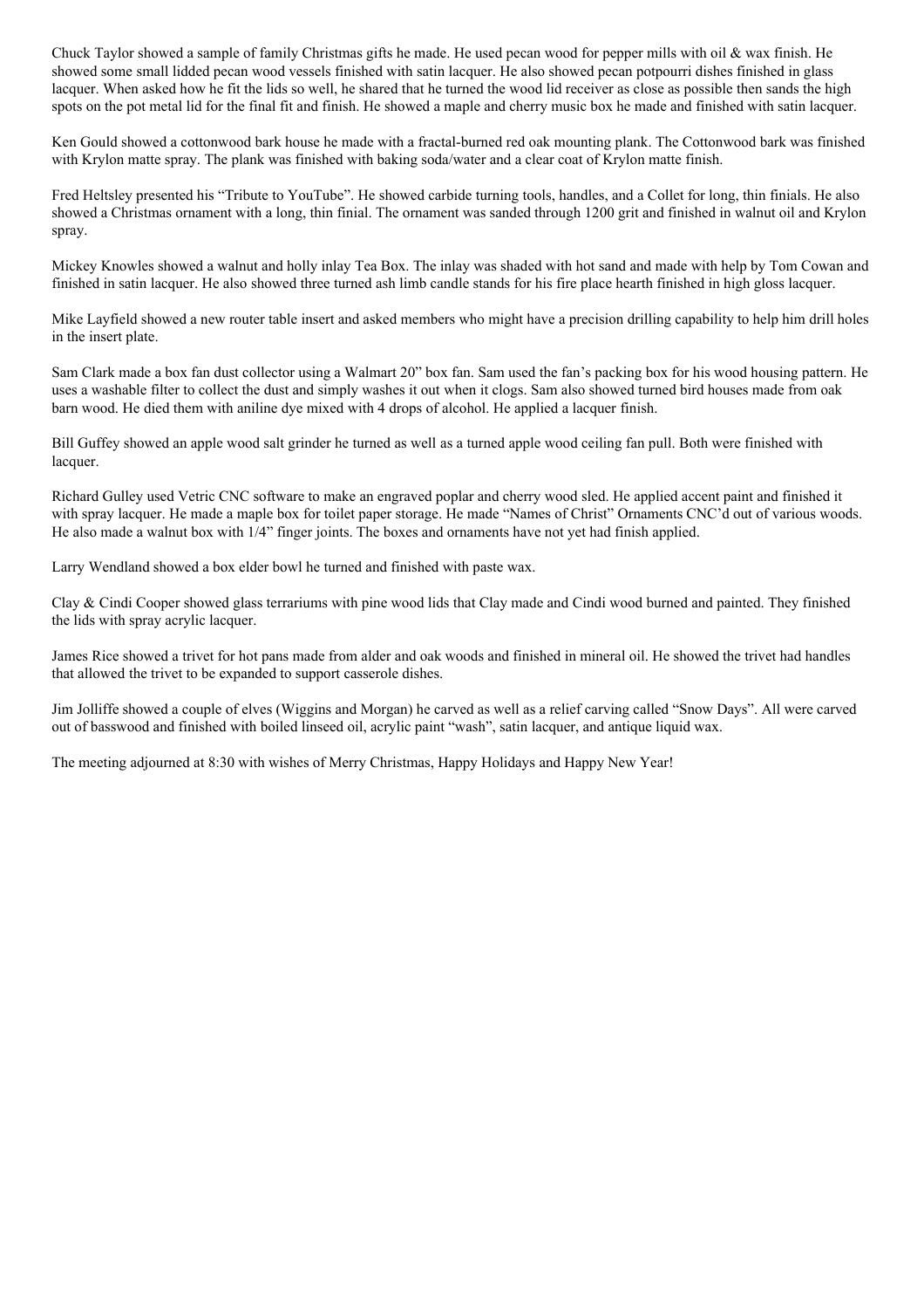Chuck Taylor showed a sample of family Christmas gifts he made. He used pecan wood for pepper mills with oil & wax finish. He showed some small lidded pecan wood vessels finished with satin lacquer. He also showed pecan potpourri dishes finished in glass lacquer. When asked how he fit the lids so well, he shared that he turned the wood lid receiver as close as possible then sands the high spots on the pot metal lid for the final fit and finish. He showed a maple and cherry music box he made and finished with satin lacquer.

Ken Gould showed a cottonwood bark house he made with a fractal-burned red oak mounting plank. The Cottonwood bark was finished with Krylon matte spray. The plank was finished with baking soda/water and a clear coat of Krylon matte finish.

Fred Heltsley presented his "Tribute to YouTube". He showed carbide turning tools, handles, and a Collet for long, thin finials. He also showed a Christmas ornament with a long, thin finial. The ornament was sanded through 1200 grit and finished in walnut oil and Krylon spray.

Mickey Knowles showed a walnut and holly inlay Tea Box. The inlay was shaded with hot sand and made with help by Tom Cowan and finished in satin lacquer. He also showed three turned ash limb candle stands for his fire place hearth finished in high gloss lacquer.

Mike Layfield showed a new router table insert and asked members who might have a precision drilling capability to help him drill holes in the insert plate.

Sam Clark made a box fan dust collector using a Walmart 20" box fan. Sam used the fan's packing box for his wood housing pattern. He uses a washable filter to collect the dust and simply washes it out when it clogs. Sam also showed turned bird houses made from oak barn wood. He died them with aniline dye mixed with 4 drops of alcohol. He applied a lacquer finish.

Bill Guffey showed an apple wood salt grinder he turned as well as a turned apple wood ceiling fan pull. Both were finished with lacquer.

Richard Gulley used Vetric CNC software to make an engraved poplar and cherry wood sled. He applied accent paint and finished it with spray lacquer. He made a maple box for toilet paper storage. He made "Names of Christ" Ornaments CNC'd out of various woods. He also made a walnut box with 1/4" finger joints. The boxes and ornaments have not yet had finish applied.

Larry Wendland showed a box elder bowl he turned and finished with paste wax.

Clay & Cindi Cooper showed glass terrariums with pine wood lids that Clay made and Cindi wood burned and painted. They finished the lids with spray acrylic lacquer.

James Rice showed a trivet for hot pans made from alder and oak woods and finished in mineral oil. He showed the trivet had handles that allowed the trivet to be expanded to support casserole dishes.

Jim Jolliffe showed a couple of elves (Wiggins and Morgan) he carved as well as a relief carving called "Snow Days". All were carved out of basswood and finished with boiled linseed oil, acrylic paint "wash", satin lacquer, and antique liquid wax.

The meeting adjourned at 8:30 with wishes of Merry Christmas, Happy Holidays and Happy New Year!